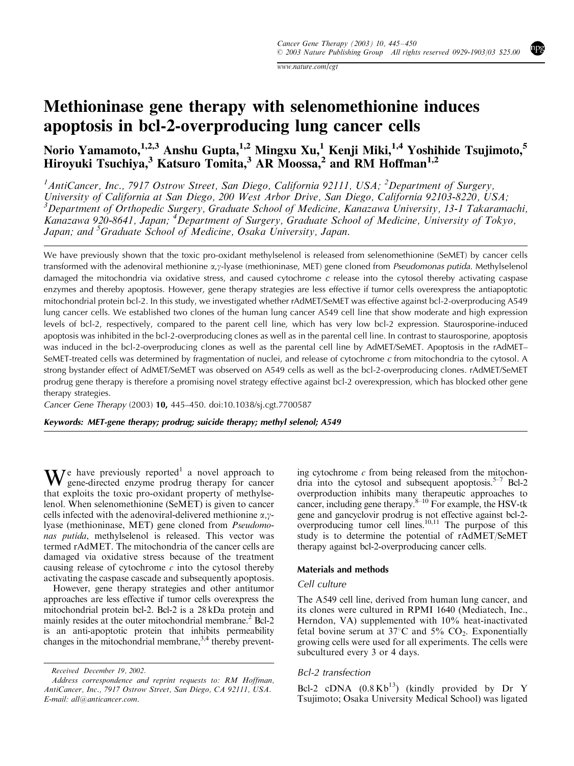# Methioninase gene therapy with selenomethionine induces apoptosis in bcl-2-overproducing lung cancer cells

**Norio Yamamoto,[1,2,3] Anshu Gupta,[1,2] Mingxu Xu,[1] Kenji Miki,[1,4] Yoshihide Tsujimoto,[5] Hiroyuki Tsuchiya,[3] Katsuro Tomita,[3] AR Moossa,[2] and RM Hoffman[1,2]**

*[1]AntiCancer, Inc., 7917 Ostrow Street, San Diego, California 92111, USA; [2]Department of Surgery, University of California at San Diego, 200 West Arbor Drive, San Diego, California 92103-8220, USA; [3]Department of Orthopedic Surgery, Graduate School of Medicine, Kanazawa University, 13-1 Takaramachi, Kanazawa 920-8641, Japan; [4]Department of Surgery, Graduate School of Medicine, University of Tokyo, Japan; and [5]Graduate School of Medicine, Osaka University, Japan.*

We have previously shown that the toxic pro-oxidant methylselenol is released from selenomethionine (SeMET) by cancer cells transformed with the adenoviral methionine $\alpha,\gamma$-lyase (methioninase, MET) gene cloned from *Pseudomonas putida*. Methylselenol damaged the mitochondria via oxidative stress, and caused cytochrome *c* release into the cytosol thereby activating caspase enzymes and thereby apoptosis. However, gene therapy strategies are less effective if tumor cells overexpress the antiapoptotic mitochondrial protein bcl-2. In this study, we investigated whether rAdMET/SeMET was effective against bcl-2-overproducing A549 lung cancer cells. We established two clones of the human lung cancer A549 cell line that show moderate and high expression levels of bcl-2, respectively, compared to the parent cell line, which has very low bcl-2 expression. Staurosporine-induced apoptosis was inhibited in the bcl-2-overproducing clones as well as in the parental cell line. In contrast to staurosporine, apoptosis was induced in the bcl-2-overproducing clones as well as the parental cell line by AdMET/SeMET. Apoptosis in the rAdMET–SeMET-treated cells was determined by fragmentation of nuclei, and release of cytochrome *c* from mitochondria to the cytosol. A strong bystander effect of AdMET/SeMET was observed on A549 cells as well as the bcl-2-overproducing clones. rAdMET/SeMET prodrug gene therapy is therefore a promising novel strategy effective against bcl-2 overexpression, which has blocked other gene therapy strategies.

*Cancer Gene Therapy* (2003) **10,** 445–450. doi:10.1038/sj.cgt.7700587

***Keywords: MET-gene therapy; prodrug; suicide therapy; methyl selenol; A549***

We have previously reported[1] a novel approach to gene-directed enzyme prodrug therapy for cancer that exploits the toxic pro-oxidant property of methylselenol. When selenomethionine (SeMET) is given to cancer cells infected with the adenoviral-delivered methionine $\alpha,\gamma$-lyase (methioninase, MET) gene cloned from *Pseudomonas putida*, methylselenol is released. This vector was termed rAdMET. The mitochondria of the cancer cells are damaged via oxidative stress because of the treatment causing release of cytochrome *c* into the cytosol thereby activating the caspase cascade and subsequently apoptosis.

However, gene therapy strategies and other antitumor approaches are less effective if tumor cells overexpress the mitochondrial protein bcl-2. Bcl-2 is a 28 kDa protein and mainly resides at the outer mitochondrial membrane.[2] Bcl-2 is an anti-apoptotic protein that inhibits permeability changes in the mitochondrial membrane,[3,4] thereby preventing cytochrome *c* from being released from the mitochondria into the cytosol and subsequent apoptosis.[5–7] Bcl-2 overproduction inhibits many therapeutic approaches to cancer, including gene therapy.[8–10] For example, the HSV-tk gene and gancyclovir prodrug is not effective against bcl-2-overproducing tumor cell lines.[10,11] The purpose of this study is to determine the potential of rAdMET/SeMET therapy against bcl-2-overproducing cancer cells.

## Materials and methods

### Cell culture

The A549 cell line, derived from human lung cancer, and its clones were cultured in RPMI 1640 (Mediatech, Inc., Herndon, VA) supplemented with 10% heat-inactivated fetal bovine serum at 37°C and 5% $CO_2$. Exponentially growing cells were used for all experiments. The cells were subcultured every 3 or 4 days.

### Bcl-2 transfection

Bcl-2 cDNA (0.8 Kb[13]) (kindly provided by Dr Y Tsujimoto; Osaka University Medical School) was ligated

Received December 19, 2002.

Address correspondence and reprint requests to: RM Hoffman, AntiCancer, Inc., 7917 Ostrow Street, San Diego, CA 92111, USA. E-mail: all@anticancer.com.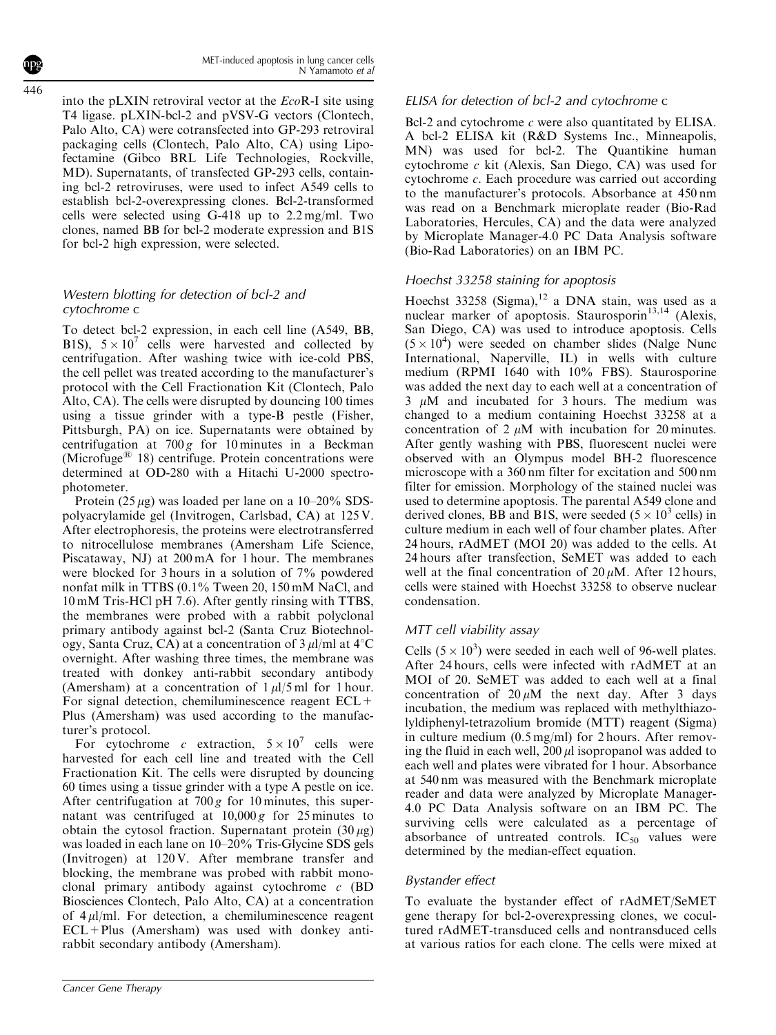into the pLXIN retroviral vector at the *Eco*R-I site using T4 ligase. pLXIN-bcl-2 and pVSV-G vectors (Clontech, Palo Alto, CA) were cotransfected into GP-293 retroviral packaging cells (Clontech, Palo Alto, CA) using Lipofectamine (Gibco BRL Life Technologies, Rockville, MD). Supernatants, of transfected GP-293 cells, containing bcl-2 retroviruses, were used to infect A549 cells to establish bcl-2-overexpressing clones. Bcl-2-transformed cells were selected using G-418 up to 2.2 mg/ml. Two clones, named BB for bcl-2 moderate expression and B1S for bcl-2 high expression, were selected.

### *Western blotting for detection of bcl-2 and cytochrome* c

To detect bcl-2 expression, in each cell line (A549, BB, B1S), $5 \times 10^7$ cells were harvested and collected by centrifugation. After washing twice with ice-cold PBS, the cell pellet was treated according to the manufacturer's protocol with the Cell Fractionation Kit (Clontech, Palo Alto, CA). The cells were disrupted by douncing 100 times using a tissue grinder with a type-B pestle (Fisher, Pittsburgh, PA) on ice. Supernatants were obtained by centrifugation at 700 *g* for 10 minutes in a Beckman (Microfuge® 18) centrifuge. Protein concentrations were determined at OD-280 with a Hitachi U-2000 spectrophotometer.

Protein (25 $\mu$g) was loaded per lane on a 10–20% SDS-polyacrylamide gel (Invitrogen, Carlsbad, CA) at 125 V. After electrophoresis, the proteins were electrotransferred to nitrocellulose membranes (Amersham Life Science, Piscataway, NJ) at 200 mA for 1 hour. The membranes were blocked for 3 hours in a solution of 7% powdered nonfat milk in TTBS (0.1% Tween 20, 150 mM NaCl, and 10 mM Tris-HCl pH 7.6). After gently rinsing with TTBS, the membranes were probed with a rabbit polyclonal primary antibody against bcl-2 (Santa Cruz Biotechnology, Santa Cruz, CA) at a concentration of 3 $\mu$l/ml at 4°C overnight. After washing three times, the membrane was treated with donkey anti-rabbit secondary antibody (Amersham) at a concentration of 1 $\mu$l/5 ml for 1 hour. For signal detection, chemiluminescence reagent ECL + Plus (Amersham) was used according to the manufacturer's protocol.

For cytochrome *c* extraction, $5 \times 10^7$ cells were harvested for each cell line and treated with the Cell Fractionation Kit. The cells were disrupted by douncing 60 times using a tissue grinder with a type A pestle on ice. After centrifugation at 700 *g* for 10 minutes, this supernatant was centrifuged at 10,000 *g* for 25 minutes to obtain the cytosol fraction. Supernatant protein (30 $\mu$g) was loaded in each lane on 10–20% Tris-Glycine SDS gels (Invitrogen) at 120 V. After membrane transfer and blocking, the membrane was probed with rabbit monoclonal primary antibody against cytochrome *c* (BD Biosciences Clontech, Palo Alto, CA) at a concentration of 4 $\mu$l/ml. For detection, a chemiluminescence reagent ECL + Plus (Amersham) was used with donkey anti-rabbit secondary antibody (Amersham).

### *ELISA for detection of bcl-2 and cytochrome* c

Bcl-2 and cytochrome *c* were also quantitated by ELISA. A bcl-2 ELISA kit (R&D Systems Inc., Minneapolis, MN) was used for bcl-2. The Quantikine human cytochrome *c* kit (Alexis, San Diego, CA) was used for cytochrome *c*. Each procedure was carried out according to the manufacturer's protocols. Absorbance at 450 nm was read on a Benchmark microplate reader (Bio-Rad Laboratories, Hercules, CA) and the data were analyzed by Microplate Manager-4.0 PC Data Analysis software (Bio-Rad Laboratories) on an IBM PC.

### *Hoechst 33258 staining for apoptosis*

Hoechst 33258 (Sigma),[12] a DNA stain, was used as a nuclear marker of apoptosis. Staurosporin[13,14] (Alexis, San Diego, CA) was used to introduce apoptosis. Cells ($5 \times 10^4$) were seeded on chamber slides (Nalge Nunc International, Naperville, IL) in wells with culture medium (RPMI 1640 with 10% FBS). Staurosporine was added the next day to each well at a concentration of 3 $\mu$M and incubated for 3 hours. The medium was changed to a medium containing Hoechst 33258 at a concentration of 2 $\mu$M with incubation for 20 minutes. After gently washing with PBS, fluorescent nuclei were observed with an Olympus model BH-2 fluorescence microscope with a 360 nm filter for excitation and 500 nm filter for emission. Morphology of the stained nuclei was used to determine apoptosis. The parental A549 clone and derived clones, BB and B1S, were seeded ($5 \times 10^3$ cells) in culture medium in each well of four chamber plates. After 24 hours, rAdMET (MOI 20) was added to the cells. At 24 hours after transfection, SeMET was added to each well at the final concentration of 20 $\mu$M. After 12 hours, cells were stained with Hoechst 33258 to observe nuclear condensation.

### *MTT cell viability assay*

Cells ($5 \times 10^3$) were seeded in each well of 96-well plates. After 24 hours, cells were infected with rAdMET at an MOI of 20. SeMET was added to each well at a final concentration of 20 $\mu$M the next day. After 3 days incubation, the medium was replaced with methylthiazolyldiphenyl-tetrazolium bromide (MTT) reagent (Sigma) in culture medium (0.5 mg/ml) for 2 hours. After removing the fluid in each well, 200 $\mu$l isopropanol was added to each well and plates were vibrated for 1 hour. Absorbance at 540 nm was measured with the Benchmark microplate reader and data were analyzed by Microplate Manager-4.0 PC Data Analysis software on an IBM PC. The surviving cells were calculated as a percentage of absorbance of untreated controls. $IC_{50}$ values were determined by the median-effect equation.

### *Bystander effect*

To evaluate the bystander effect of rAdMET/SeMET gene therapy for bcl-2-overexpressing clones, we cocultured rAdMET-transduced cells and nontransduced cells at various ratios for each clone. The cells were mixed at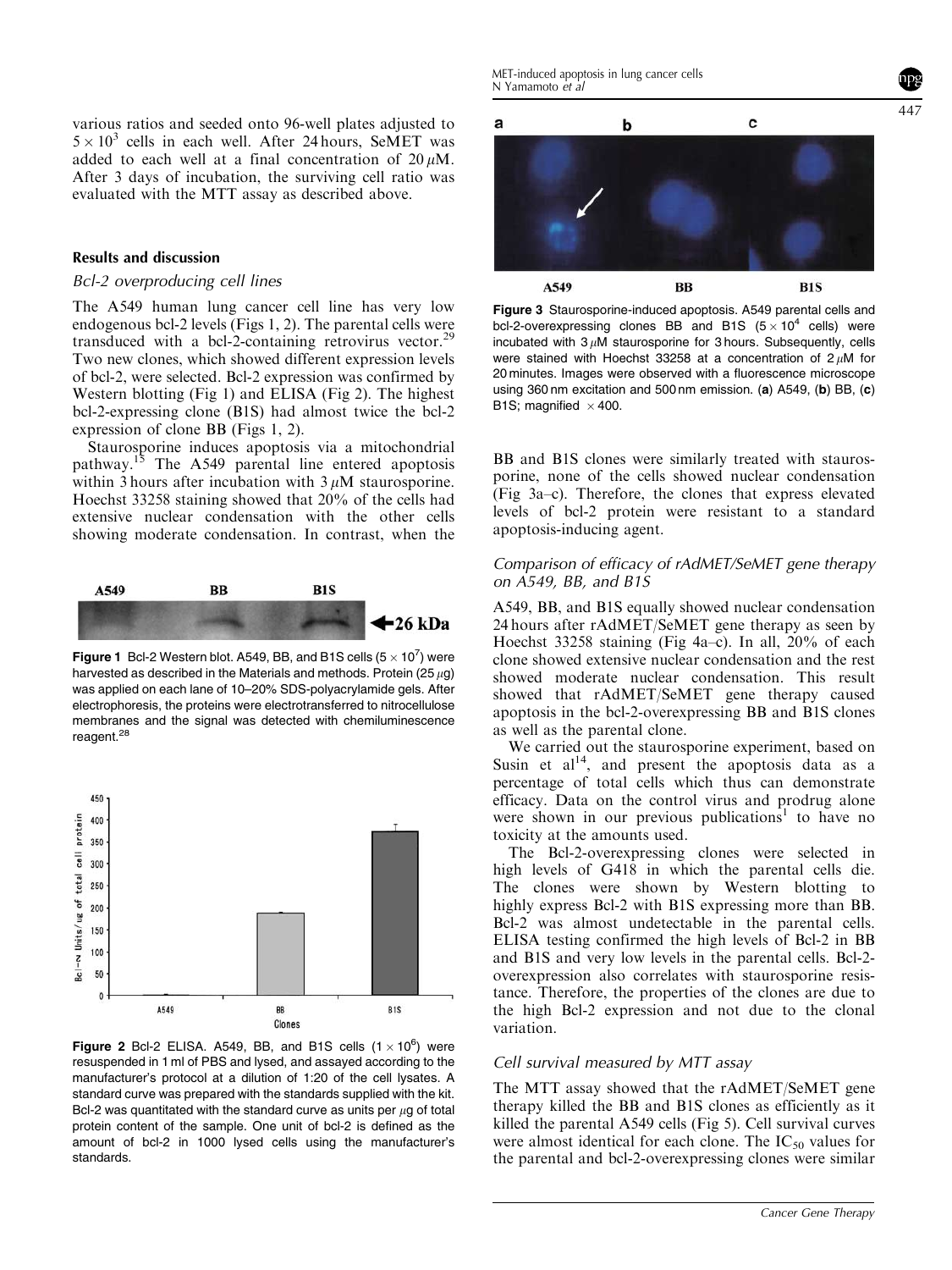various ratios and seeded onto 96-well plates adjusted to $5 \times 10^3$ cells in each well. After 24 hours, SeMET was added to each well at a final concentration of 20 $\mu$M. After 3 days of incubation, the surviving cell ratio was evaluated with the MTT assay as described above.

## Results and discussion

### Bcl-2 overproducing cell lines

The A549 human lung cancer cell line has very low endogenous bcl-2 levels (Figs 1, 2). The parental cells were transduced with a bcl-2-containing retrovirus vector.[29] Two new clones, which showed different expression levels of bcl-2, were selected. Bcl-2 expression was confirmed by Western blotting (Fig 1) and ELISA (Fig 2). The highest bcl-2-expressing clone (B1S) had almost twice the bcl-2 expression of clone BB (Figs 1, 2).

Staurosporine induces apoptosis via a mitochondrial pathway.[15] The A549 parental line entered apoptosis within 3 hours after incubation with 3 $\mu$M staurosporine. Hoechst 33258 staining showed that 20% of the cells had extensive nuclear condensation with the other cells showing moderate condensation. In contrast, when the BB and B1S clones were similarly treated with staurosporine, none of the cells showed nuclear condensation (Fig 3a–c). Therefore, the clones that express elevated levels of bcl-2 protein were resistant to a standard apoptosis-inducing agent.

**Figure 1** Bcl-2 Western blot. A549, BB, and B1S cells ($5 \times 10^7$) were harvested as described in the Materials and methods. Protein (25 $\mu$g) was applied on each lane of 10–20% SDS-polyacrylamide gels. After electrophoresis, the proteins were electrotransferred to nitrocellulose membranes and the signal was detected with chemiluminescence reagent.[28]

**Figure 2** Bcl-2 ELISA. A549, BB, and B1S cells ($1 \times 10^6$) were resuspended in 1 ml of PBS and lysed, and assayed according to the manufacturer's protocol at a dilution of 1:20 of the cell lysates. A standard curve was prepared with the standards supplied with the kit. Bcl-2 was quantitated with the standard curve as units per $\mu$g of total protein content of the sample. One unit of bcl-2 is defined as the amount of bcl-2 in 1000 lysed cells using the manufacturer's standards.

**Figure 3** Staurosporine-induced apoptosis. A549 parental cells and bcl-2-overexpressing clones BB and B1S ($5 \times 10^4$ cells) were incubated with 3 $\mu$M staurosporine for 3 hours. Subsequently, cells were stained with Hoechst 33258 at a concentration of 2 $\mu$M for 20 minutes. Images were observed with a fluorescence microscope using 360 nm excitation and 500 nm emission. (**a**) A549, (**b**) BB, (**c**) B1S; magnified $\times 400$.

### Comparison of efficacy of rAdMET/SeMET gene therapy on A549, BB, and B1S

A549, BB, and B1S equally showed nuclear condensation 24 hours after rAdMET/SeMET gene therapy as seen by Hoechst 33258 staining (Fig 4a–c). In all, 20% of each clone showed extensive nuclear condensation and the rest showed moderate nuclear condensation. This result showed that rAdMET/SeMET gene therapy caused apoptosis in the bcl-2-overexpressing BB and B1S clones as well as the parental clone.

We carried out the staurosporine experiment, based on Susin et al[14], and present the apoptosis data as a percentage of total cells which thus can demonstrate efficacy. Data on the control virus and prodrug alone were shown in our previous publications[1] to have no toxicity at the amounts used.

The Bcl-2-overexpressing clones were selected in high levels of G418 in which the parental cells die. The clones were shown by Western blotting to highly express Bcl-2 with B1S expressing more than BB. Bcl-2 was almost undetectable in the parental cells. ELISA testing confirmed the high levels of Bcl-2 in BB and B1S and very low levels in the parental cells. Bcl-2-overexpression also correlates with staurosporine resistance. Therefore, the properties of the clones are due to the high Bcl-2 expression and not due to the clonal variation.

### Cell survival measured by MTT assay

The MTT assay showed that the rAdMET/SeMET gene therapy killed the BB and B1S clones as efficiently as it killed the parental A549 cells (Fig 5). Cell survival curves were almost identical for each clone. The $IC_{50}$ values for the parental and bcl-2-overexpressing clones were similar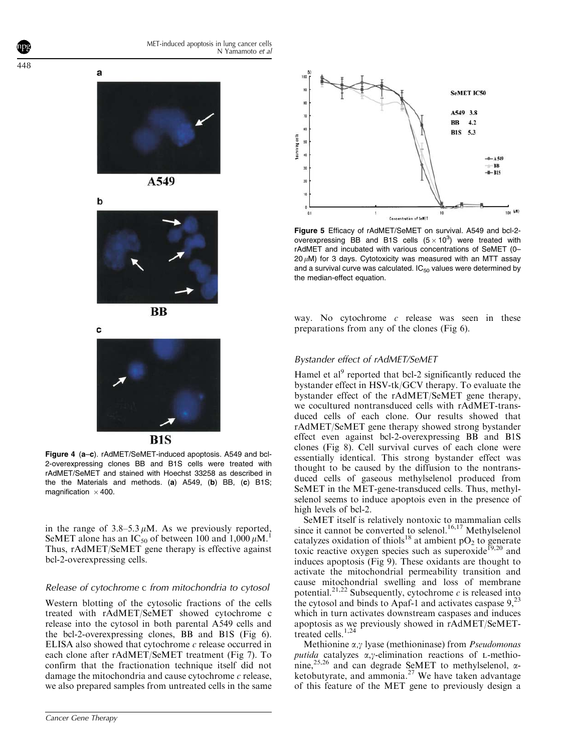**Figure 4** (**a**–**c**). rAdMET/SeMET-induced apoptosis. A549 and bcl-2-overexpressing clones BB and B1S cells were treated with rAdMET/SeMET and stained with Hoechst 33258 as described in the the Materials and methods. (**a**) A549, (**b**) BB, (**c**) B1S; magnification $\times 400$.

in the range of 3.8–5.3 $\mu$M. As we previously reported, SeMET alone has an $IC_{50}$ of between 100 and 1,000 $\mu$M.[1] Thus, rAdMET/SeMET gene therapy is effective against bcl-2-overexpressing cells.

### Release of cytochrome c from mitochondria to cytosol

Western blotting of the cytosolic fractions of the cells treated with rAdMET/SeMET showed cytochrome c release into the cytosol in both parental A549 cells and the bcl-2-overexpressing clones, BB and B1S (Fig 6). ELISA also showed that cytochrome *c* release occurred in each clone after rAdMET/SeMET treatment (Fig 7). To confirm that the fractionation technique itself did not damage the mitochondria and cause cytochrome *c* release, we also prepared samples from untreated cells in the same way. No cytochrome *c* release was seen in these preparations from any of the clones (Fig 6).

**Figure 5** Efficacy of rAdMET/SeMET on survival. A549 and bcl-2-overexpressing BB and B1S cells ($5 \times 10^3$) were treated with rAdMET and incubated with various concentrations of SeMET (0–20 $\mu$M) for 3 days. Cytotoxicity was measured with an MTT assay and a survival curve was calculated. $IC_{50}$ values were determined by the median-effect equation.

### Bystander effect of rAdMET/SeMET

Hamel et al[9] reported that bcl-2 significantly reduced the bystander effect in HSV-tk/GCV therapy. To evaluate the bystander effect of the rAdMET/SeMET gene therapy, we cocultured nontransduced cells with rAdMET-transduced cells of each clone. Our results showed that rAdMET/SeMET gene therapy showed strong bystander effect even against bcl-2-overexpressing BB and B1S clones (Fig 8). Cell survival curves of each clone were essentially identical. This strong bystander effect was thought to be caused by the diffusion to the nontransduced cells of gaseous methylselenol produced from SeMET in the MET-gene-transduced cells. Thus, methylselenol seems to induce apoptois even in the presence of high levels of bcl-2.

SeMET itself is relatively nontoxic to mammalian cells since it cannot be converted to selenol.[16,17] Methylselenol catalyzes oxidation of thiols[18] at ambient $pO_2$ to generate toxic reactive oxygen species such as superoxide[19,20] and induces apoptosis (Fig 9). These oxidants are thought to activate the mitochondrial permeability transition and cause mitochondrial swelling and loss of membrane potential.[21,22] Subsequently, cytochrome *c* is released into the cytosol and binds to Apaf-1 and activates caspase 9,[23] which in turn activates downstream caspases and induces apoptosis as we previously showed in rAdMET/SeMET-treated cells.[1,24]

Methionine $\alpha,\gamma$ lyase (methioninase) from *Pseudomonas putida* catalyzes $\alpha,\gamma$-elimination reactions of L-methionine,[25,26] and can degrade SeMET to methylselenol, $\alpha$-ketobutyrate, and ammonia.[27] We have taken advantage of this feature of the MET gene to previously design a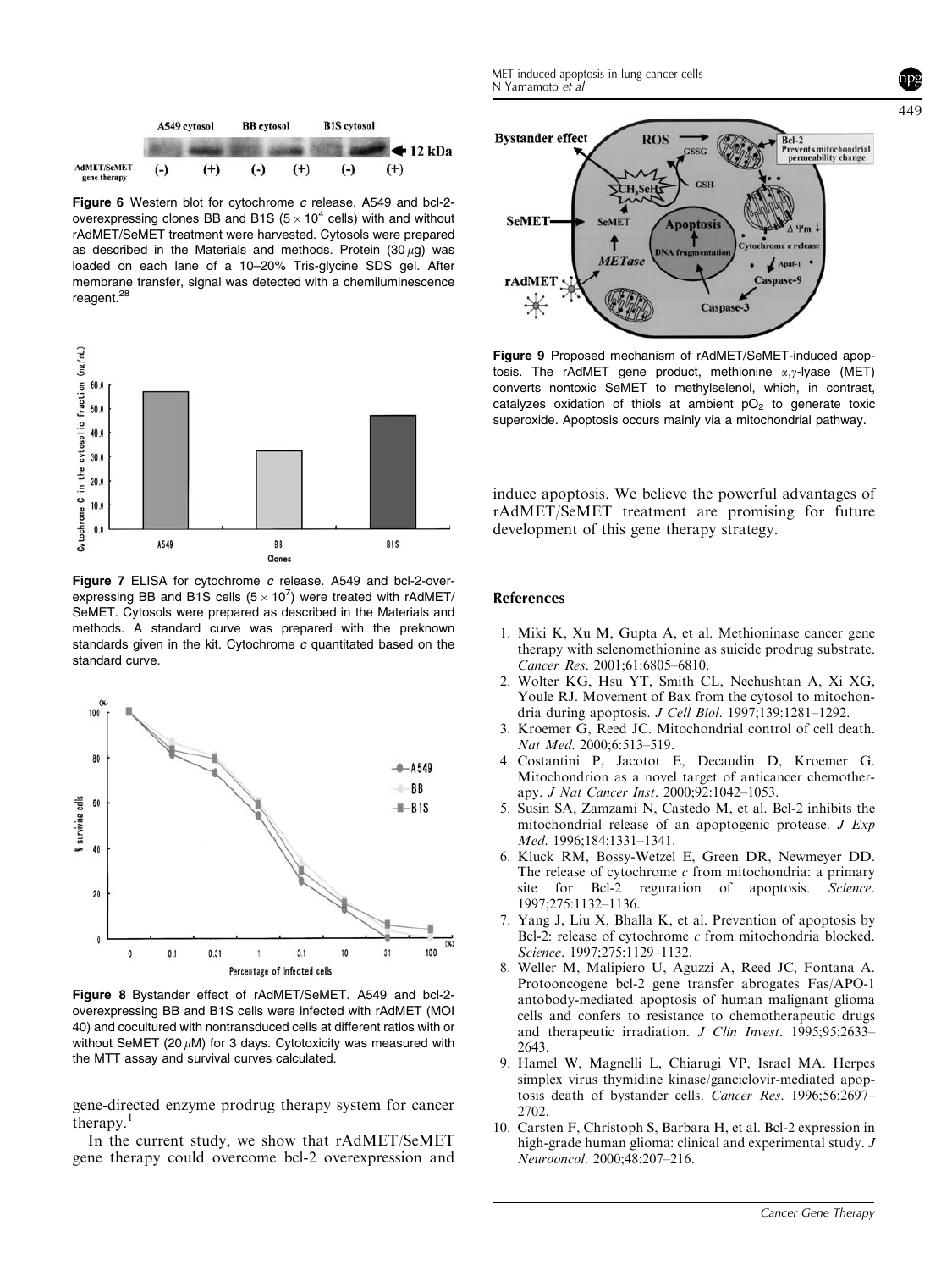**Figure 6** Western blot for cytochrome *c* release. A549 and bcl-2-overexpressing clones BB and B1S ($5 \times 10^4$ cells) with and without rAdMET/SeMET treatment were harvested. Cytosols were prepared as described in the Materials and methods. Protein (30 $\mu$g) was loaded on each lane of a 10–20% Tris-glycine SDS gel. After membrane transfer, signal was detected with a chemiluminescence reagent.[28]

**Figure 7** ELISA for cytochrome *c* release. A549 and bcl-2-overexpressing BB and B1S cells ($5 \times 10^7$) were treated with rAdMET/SeMET. Cytosols were prepared as described in the Materials and methods. A standard curve was prepared with the preknown standards given in the kit. Cytochrome *c* quantitated based on the standard curve.

**Figure 8** Bystander effect of rAdMET/SeMET. A549 and bcl-2-overexpressing BB and B1S cells were infected with rAdMET (MOI 40) and cocultured with nontransduced cells at different ratios with or without SeMET (20 $\mu$M) for 3 days. Cytotoxicity was measured with the MTT assay and survival curves calculated.

gene-directed enzyme prodrug therapy system for cancer therapy.[1]

In the current study, we show that rAdMET/SeMET gene therapy could overcome bcl-2 overexpression and induce apoptosis. We believe the powerful advantages of rAdMET/SeMET treatment are promising for future development of this gene therapy strategy.

**Figure 9** Proposed mechanism of rAdMET/SeMET-induced apoptosis. The rAdMET gene product, methionine $\alpha,\gamma$-lyase (MET) converts nontoxic SeMET to methylselenol, which, in contrast, catalyzes oxidation of thiols at ambient $pO_2$ to generate toxic superoxide. Apoptosis occurs mainly via a mitochondrial pathway.

## References

1. Miki K, Xu M, Gupta A, et al. Methioninase cancer gene therapy with selenomethionine as suicide prodrug substrate. *Cancer Res*. 2001;61:6805–6810.
2. Wolter KG, Hsu YT, Smith CL, Nechushtan A, Xi XG, Youle RJ. Movement of Bax from the cytosol to mitochondria during apoptosis. *J Cell Biol*. 1997;139:1281–1292.
3. Kroemer G, Reed JC. Mitochondrial control of cell death. *Nat Med*. 2000;6:513–519.
4. Costantini P, Jacotot E, Decaudin D, Kroemer G. Mitochondrion as a novel target of anticancer chemotherapy. *J Nat Cancer Inst*. 2000;92:1042–1053.
5. Susin SA, Zamzami N, Castedo M, et al. Bcl-2 inhibits the mitochondrial release of an apoptogenic protease. *J Exp Med*. 1996;184:1331–1341.
6. Kluck RM, Bossy-Wetzel E, Green DR, Newmeyer DD. The release of cytochrome *c* from mitochondria: a primary site for Bcl-2 reguration of apoptosis. *Science*. 1997;275:1132–1136.
7. Yang J, Liu X, Bhalla K, et al. Prevention of apoptosis by Bcl-2: release of cytochrome *c* from mitochondria blocked. *Science*. 1997;275:1129–1132.
8. Weller M, Malipiero U, Aguzzi A, Reed JC, Fontana A. Protooncogene bcl-2 gene transfer abrogates Fas/APO-1 antobody-mediated apoptosis of human malignant glioma cells and confers to resistance to chemotherapeutic drugs and therapeutic irradiation. *J Clin Invest*. 1995;95:2633–2643.
9. Hamel W, Magnelli L, Chiarugi VP, Israel MA. Herpes simplex virus thymidine kinase/ganciclovir-mediated apoptosis death of bystander cells. *Cancer Res*. 1996;56:2697–2702.
10. Carsten F, Christoph S, Barbara H, et al. Bcl-2 expression in high-grade human glioma: clinical and experimental study. *J Neurooncol*. 2000;48:207–216.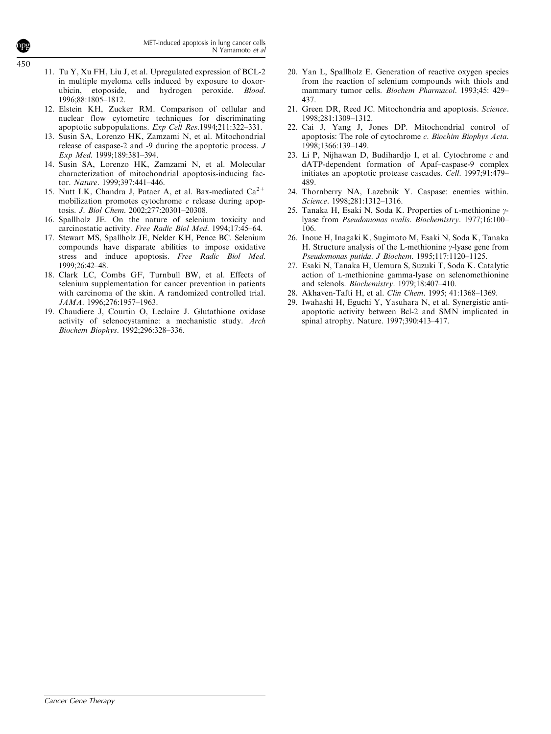11. Tu Y, Xu FH, Liu J, et al. Upregulated expression of BCL-2 in multiple myeloma cells induced by exposure to doxorubicin, etoposide, and hydrogen peroxide. *Blood*. 1996;88:1805–1812.
12. Elstein KH, Zucker RM. Comparison of cellular and nuclear flow cytometirc techniques for discriminating apoptotic subpopulations. *Exp Cell Res*.1994;211:322–331.
13. Susin SA, Lorenzo HK, Zamzami N, et al. Mitochondrial release of caspase-2 and -9 during the apoptotic process. *J Exp Med*. 1999;189:381–394.
14. Susin SA, Lorenzo HK, Zamzami N, et al. Molecular characterization of mitochondrial apoptosis-inducing factor. *Nature*. 1999;397:441–446.
15. Nutt LK, Chandra J, Pataer A, et al. Bax-mediated $Ca^{2+}$ mobilization promotes cytochrome *c* release during apoptosis. *J. Biol Chem*. 2002;277:20301–20308.
16. Spallholz JE. On the nature of selenium toxicity and carcinostatic activity. *Free Radic Biol Med*. 1994;17:45–64.
17. Stewart MS, Spallholz JE, Nelder KH, Pence BC. Selenium compounds have disparate abilities to impose oxidative stress and induce apoptosis. *Free Radic Biol Med*. 1999;26:42–48.
18. Clark LC, Combs GF, Turnbull BW, et al. Effects of selenium supplementation for cancer prevention in patients with carcinoma of the skin. A randomized controlled trial. *JAMA*. 1996;276:1957–1963.
19. Chaudiere J, Courtin O, Leclaire J. Glutathione oxidase activity of selenocystamine: a mechanistic study. *Arch Biochem Biophys*. 1992;296:328–336.
20. Yan L, Spallholz E. Generation of reactive oxygen species from the reaction of selenium compounds with thiols and mammary tumor cells. *Biochem Pharmacol*. 1993;45: 429–437.
21. Green DR, Reed JC. Mitochondria and apoptosis. *Science*. 1998;281:1309–1312.
22. Cai J, Yang J, Jones DP. Mitochondrial control of apoptosis: The role of cytochrome *c*. *Biochim Biophys Acta*. 1998;1366:139–149.
23. Li P, Nijhawan D, Budihardjo I, et al. Cytochrome *c* and dATP-dependent formation of Apaf–caspase-9 complex initiates an apoptotic protease cascades. *Cell*. 1997;91:479–489.
24. Thornberry NA, Lazebnik Y. Caspase: enemies within. *Science*. 1998;281:1312–1316.
25. Tanaka H, Esaki N, Soda K. Properties of L-methionine $\gamma$-lyase from *Pseudomonas ovalis*. *Biochemistry*. 1977;16:100–106.
26. Inoue H, Inagaki K, Sugimoto M, Esaki N, Soda K, Tanaka H. Structure analysis of the L-methionine $\gamma$-lyase gene from *Pseudomonas putida*. *J Biochem*. 1995;117:1120–1125.
27. Esaki N, Tanaka H, Uemura S, Suzuki T, Soda K. Catalytic action of L-methionine gamma-lyase on selenomethionine and selenols. *Biochemistry*. 1979;18:407–410.
28. Akhaven-Tafti H, et al. *Clin Chem*. 1995; 41:1368–1369.
29. Iwahashi H, Eguchi Y, Yasuhara N, et al. Synergistic anti-apoptotic activity between Bcl-2 and SMN implicated in spinal atrophy. Nature. 1997;390:413–417.